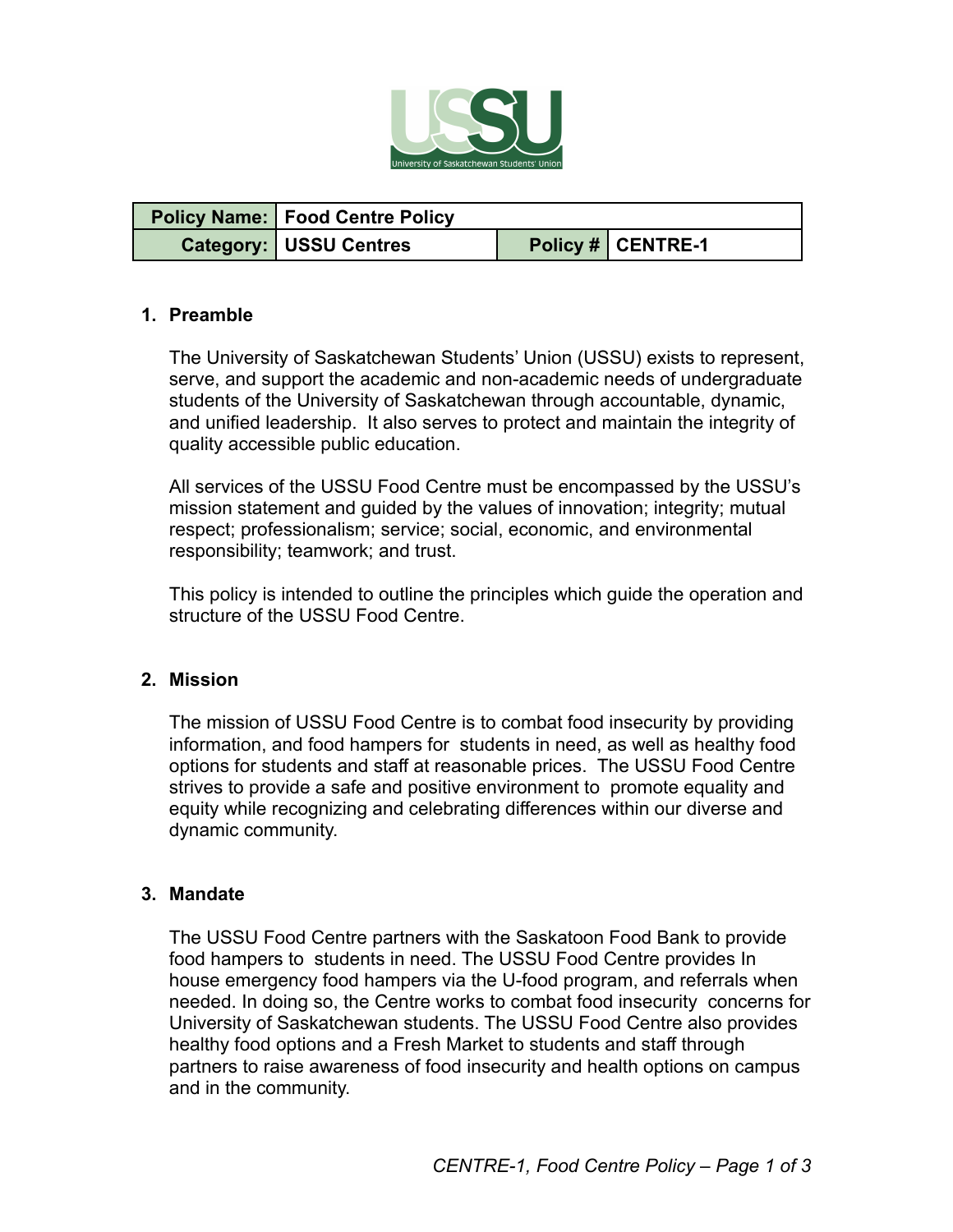| Policy Name: | Food Centre Policy | | |
|---|---|---|---|
| Category: | USSU Centres | Policy # | CENTRE-1 |

## 1. Preamble

The University of Saskatchewan Students' Union (USSU) exists to represent, serve, and support the academic and non-academic needs of undergraduate students of the University of Saskatchewan through accountable, dynamic, and unified leadership. It also serves to protect and maintain the integrity of quality accessible public education.

All services of the USSU Food Centre must be encompassed by the USSU's mission statement and guided by the values of innovation; integrity; mutual respect; professionalism; service; social, economic, and environmental responsibility; teamwork; and trust.

This policy is intended to outline the principles which guide the operation and structure of the USSU Food Centre.

## 2. Mission

The mission of USSU Food Centre is to combat food insecurity by providing information, and food hampers for students in need, as well as healthy food options for students and staff at reasonable prices. The USSU Food Centre strives to provide a safe and positive environment to promote equality and equity while recognizing and celebrating differences within our diverse and dynamic community.

## 3. Mandate

The USSU Food Centre partners with the Saskatoon Food Bank to provide food hampers to students in need. The USSU Food Centre provides In house emergency food hampers via the U-food program, and referrals when needed. In doing so, the Centre works to combat food insecurity concerns for University of Saskatchewan students. The USSU Food Centre also provides healthy food options and a Fresh Market to students and staff through partners to raise awareness of food insecurity and health options on campus and in the community.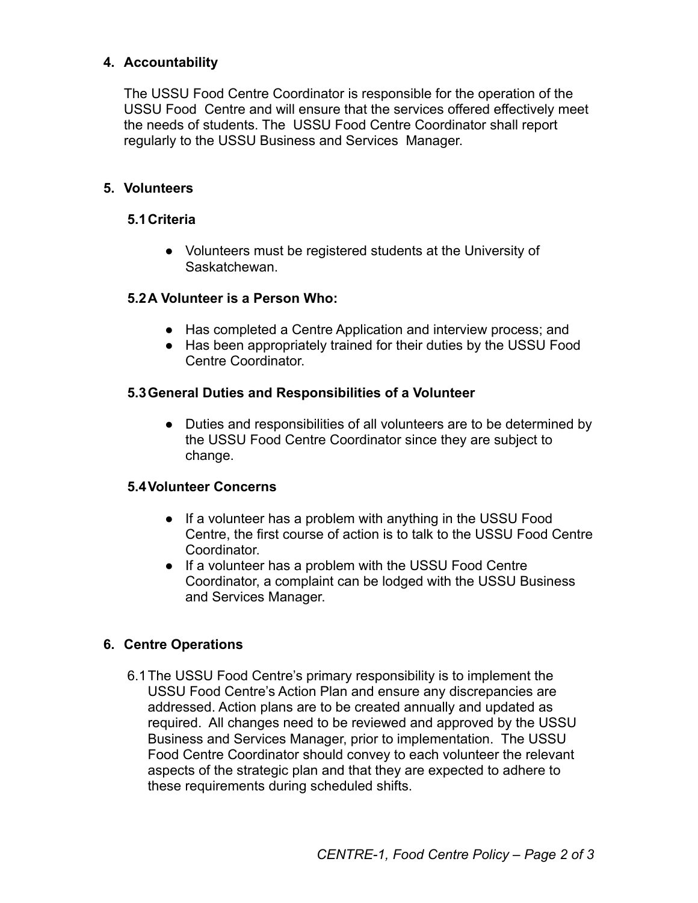## 4. Accountability

The USSU Food Centre Coordinator is responsible for the operation of the USSU Food Centre and will ensure that the services offered effectively meet the needs of students. The USSU Food Centre Coordinator shall report regularly to the USSU Business and Services Manager.

## 5. Volunteers

### 5.1 Criteria

- Volunteers must be registered students at the University of Saskatchewan.

### 5.2 A Volunteer is a Person Who:

- Has completed a Centre Application and interview process; and
- Has been appropriately trained for their duties by the USSU Food Centre Coordinator.

### 5.3 General Duties and Responsibilities of a Volunteer

- Duties and responsibilities of all volunteers are to be determined by the USSU Food Centre Coordinator since they are subject to change.

### 5.4 Volunteer Concerns

- If a volunteer has a problem with anything in the USSU Food Centre, the first course of action is to talk to the USSU Food Centre Coordinator.
- If a volunteer has a problem with the USSU Food Centre Coordinator, a complaint can be lodged with the USSU Business and Services Manager.

## 6. Centre Operations

6.1 The USSU Food Centre's primary responsibility is to implement the USSU Food Centre's Action Plan and ensure any discrepancies are addressed. Action plans are to be created annually and updated as required. All changes need to be reviewed and approved by the USSU Business and Services Manager, prior to implementation. The USSU Food Centre Coordinator should convey to each volunteer the relevant aspects of the strategic plan and that they are expected to adhere to these requirements during scheduled shifts.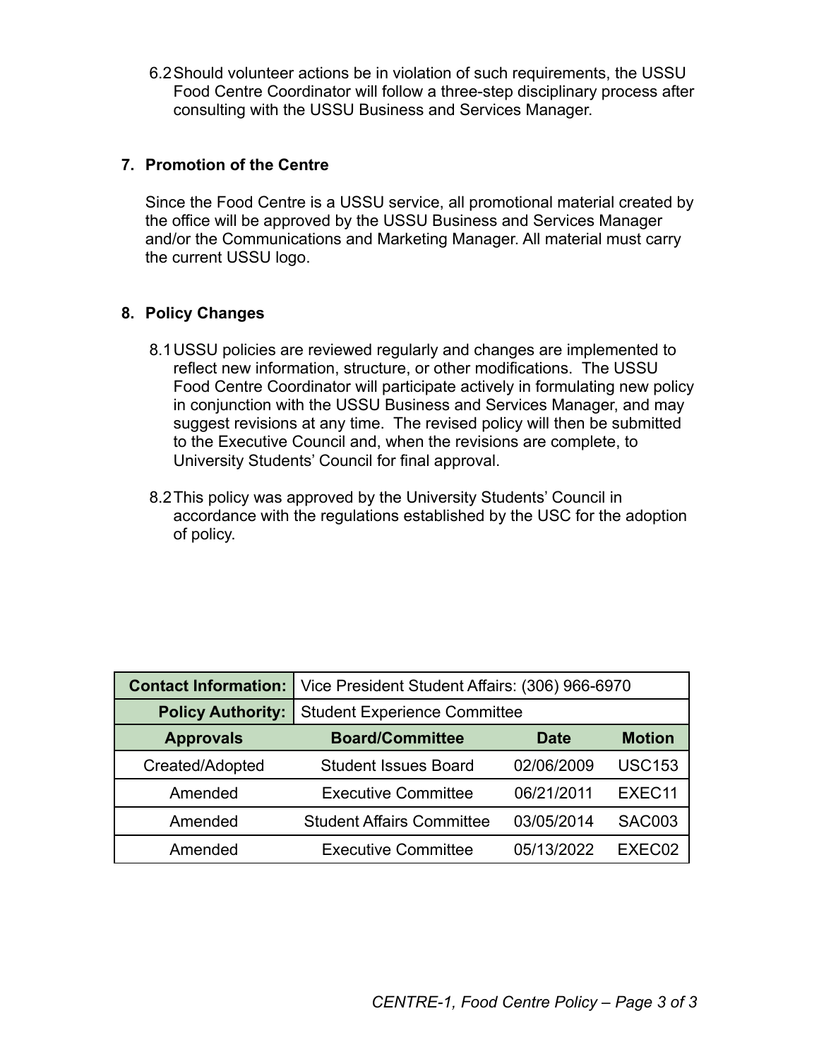6.2 Should volunteer actions be in violation of such requirements, the USSU Food Centre Coordinator will follow a three-step disciplinary process after consulting with the USSU Business and Services Manager.

## 7. Promotion of the Centre

Since the Food Centre is a USSU service, all promotional material created by the office will be approved by the USSU Business and Services Manager and/or the Communications and Marketing Manager. All material must carry the current USSU logo.

## 8. Policy Changes

8.1 USSU policies are reviewed regularly and changes are implemented to reflect new information, structure, or other modifications. The USSU Food Centre Coordinator will participate actively in formulating new policy in conjunction with the USSU Business and Services Manager, and may suggest revisions at any time. The revised policy will then be submitted to the Executive Council and, when the revisions are complete, to University Students' Council for final approval.

8.2 This policy was approved by the University Students' Council in accordance with the regulations established by the USC for the adoption of policy.

| | | | |
|---|---|---|---|
| **Contact Information:** | Vice President Student Affairs: (306) 966-6970 | | |
| **Policy Authority:** | Student Experience Committee | | |
| **Approvals** | **Board/Committee** | **Date** | **Motion** |
| Created/Adopted | Student Issues Board | 02/06/2009 | USC153 |
| Amended | Executive Committee | 06/21/2011 | EXEC11 |
| Amended | Student Affairs Committee | 03/05/2014 | SAC003 |
| Amended | Executive Committee | 05/13/2022 | EXEC02 |